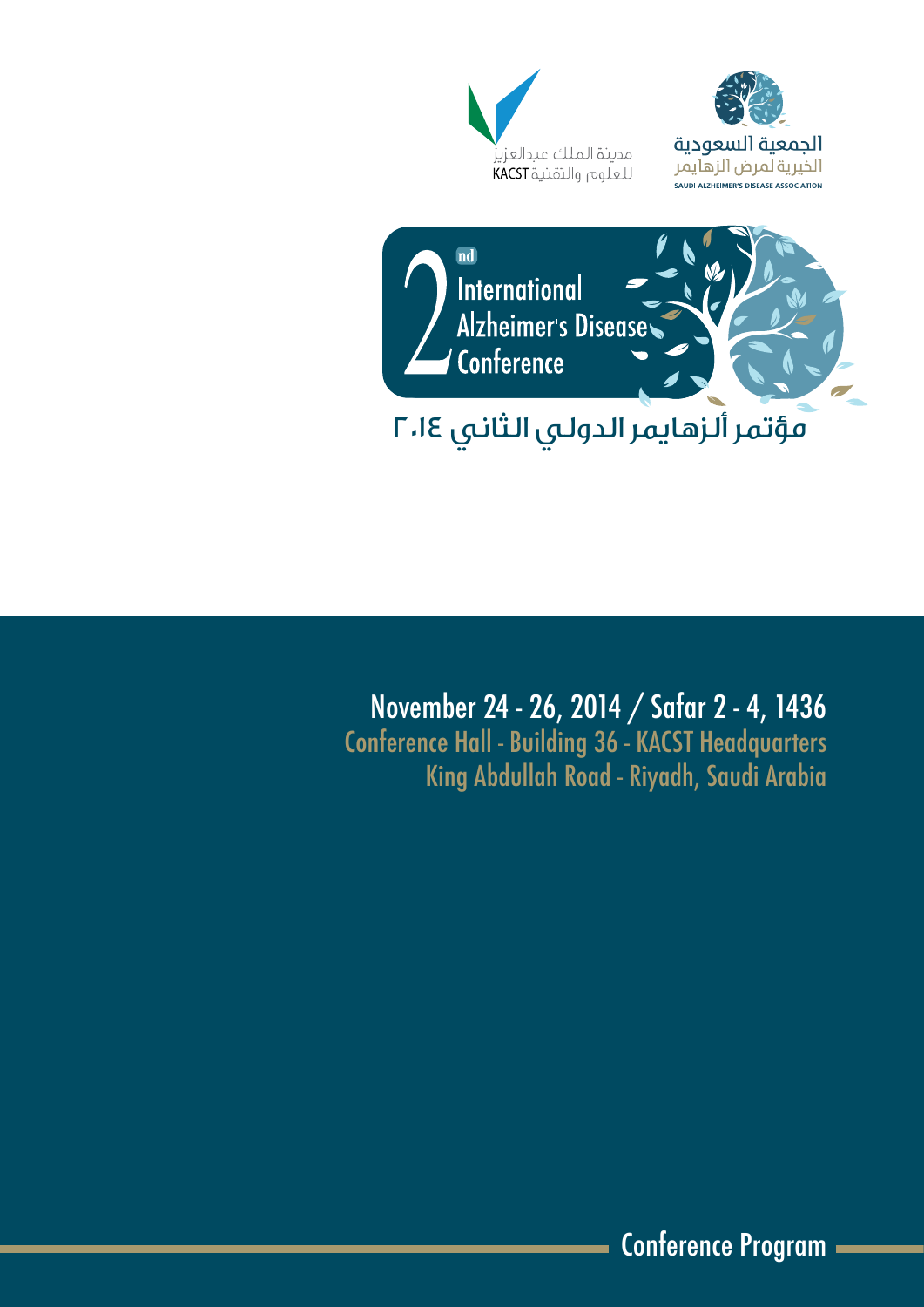مدينة الملك عبدالعزيز
للعلوم والتقنية KACST

الجمعية السعودية
الخيرية لمرض الزهايمر
SAUDI ALZHEIMER'S DISEASE ASSOCIATION

# 2nd International Alzheimer's Disease Conference

# مؤتمر ألزهايمر الدولي الثاني ٢٠١٤

November 24 - 26, 2014 / Safar 2 - 4, 1436

Conference Hall - Building 36 - KACST Headquarters

King Abdullah Road - Riyadh, Saudi Arabia

## Conference Program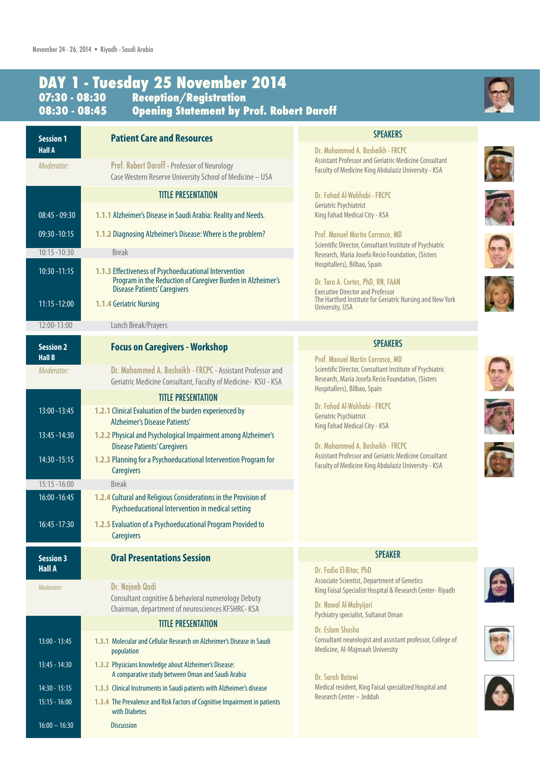# DAY 1 - Tuesday 25 November 2014

**07:30 - 08:30** Reception/Registration

**08:30 - 08:45** Opening Statement by Prof. Robert Daroff

## Session 1 – Hall A: Patient Care and Resources

*Moderator:* Prof. Robert Daroff - Professor of Neurology, Case Western Reserve University School of Medicine – USA

| TIME | TITLE PRESENTATION |
|---|---|
| 08:45 - 09:30 | 1.1.1 Alzheimer's Disease in Saudi Arabia: Reality and Needs. |
| 09:30 -10:15 | 1.1.2 Diagnosing Alzheimer's Disease: Where is the problem? |
| 10:15 -10:30 | Break |
| 10:30 -11:15 | 1.1.3 Effectiveness of Psychoeducational Intervention Program in the Reduction of Caregiver Burden in Alzheimer's Disease Patients' Caregivers |
| 11:15 -12:00 | 1.1.4 Geriatric Nursing |
| 12:00-13:00 | Lunch Break/Prayers |

**SPEAKERS**

- Dr. Mohammed A. Basheikh - FRCPC
  Assistant Professor and Geriatric Medicine Consultant
  Faculty of Medicine King Abdulaziz University - KSA
- Dr. Fahad Al-Wahhabi - FRCPC
  Geriatric Psychiatrist
  King Fahad Medical City - KSA
- Prof. Manuel Martin Carrasco, MD
  Scientific Director, Consultant Institute of Psychiatric Research, Maria Josefa Recio Foundation, (Sisters Hospitallers), Bilbao, Spain
- Dr. Tara A. Cortes, PhD, RN, FAAN
  Executive Director and Professor
  The Hartford Institute for Geriatric Nursing and New York University, USA

## Session 2 – Hall B: Focus on Caregivers - Workshop

*Moderator:* Dr. Mohammed A. Basheikh - FRCPC - Assistant Professor and Geriatric Medicine Consultant, Faculty of Medicine- KSU - KSA

| TIME | TITLE PRESENTATION |
|---|---|
| 13:00 -13:45 | 1.2.1 Clinical Evaluation of the burden experienced by Alzheimer's Disease Patients' |
| 13:45 -14:30 | 1.2.2 Physical and Psychological Impairment among Alzheimer's Disease Patients' Caregivers |
| 14:30 -15:15 | 1.2.3 Planning for a Psychoeducational Intervention Program for Caregivers |
| 15:15 -16:00 | Break |
| 16:00 -16:45 | 1.2.4 Cultural and Religious Considerations in the Provision of Psychoeducational Intervention in medical setting |
| 16:45 -17:30 | 1.2.5 Evaluation of a Psychoeducational Program Provided to Caregivers |

**SPEAKERS**

- Prof. Manuel Martin Carrasco, MD
  Scientific Director, Consultant Institute of Psychiatric Research, Maria Josefa Recio Foundation, (Sisters Hospitallers), Bilbao, Spain
- Dr. Fahad Al-Wahhabi - FRCPC
  Geriatric Psychiatrist
  King Fahad Medical City - KSA
- Dr. Mohammed A. Basheikh - FRCPC
  Assistant Professor and Geriatric Medicine Consultant
  Faculty of Medicine King Abdulaziz University - KSA

## Session 3 – Hall A: Oral Presentations Session

*Moderator:* Dr. Najeeb Qadi
Consultant cognitive & behavioral numerology Debuty Chairman, department of neurosciences KFSHRC- KSA

| TIME | TITLE PRESENTATION |
|---|---|
| 13:00 - 13:45 | 1.3.1 Molecular and Cellular Research on Alzheimer's Disease in Saudi population |
| 13:45 - 14:30 | 1.3.2 Physicians knowledge about Alzheimer's Disease: A comparative study between Oman and Saudi Arabia |
| 14:30 - 15:15 | 1.3.3 Clinical Instruments in Saudi patients with Alzheimer's disease |
| 15:15 - 16:00 | 1.3.4 The Prevalence and Risk Factors of Cognitive Impairment in patients with Diabetes |
| 16:00 – 16:30 | Discussion |

**SPEAKER**

- Dr. Fadia El-Bitar, PhD
  Associate Scientist, Department of Genetics
  King Faisal Specialist Hospital & Research Center- Riyadh
- Dr. Nawal Al-Mahyijari
  Pychiatry specialist, Sultanat Oman
- Dr. Eslam Shosha
  Consultant neurologist and assistant professor, College of Medicine, Al-Majmaah University
- Dr. Sarah Batawi
  Medical resident, King Faisal specialized Hospital and Research Center – Jeddah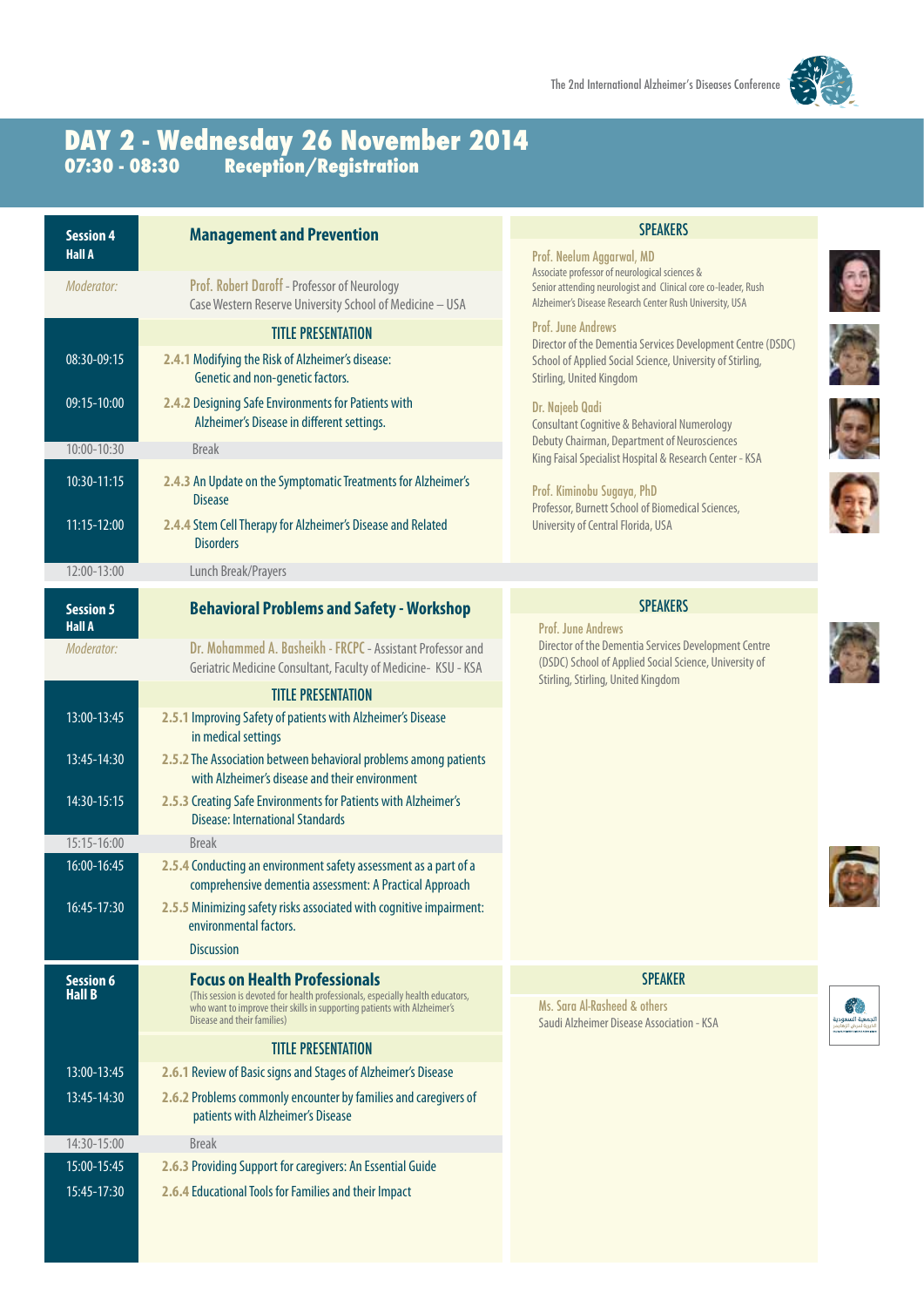# DAY 2 - Wednesday 26 November 2014

**07:30 - 08:30 Reception/Registration**

## Session 4 – Hall A: Management and Prevention

*Moderator:* Prof. Robert Daroff - Professor of Neurology, Case Western Reserve University School of Medicine – USA

| Time | TITLE PRESENTATION |
|---|---|
| 08:30-09:15 | 2.4.1 Modifying the Risk of Alzheimer's disease: Genetic and non-genetic factors. |
| 09:15-10:00 | 2.4.2 Designing Safe Environments for Patients with Alzheimer's Disease in different settings. |
| 10:00-10:30 | Break |
| 10:30-11:15 | 2.4.3 An Update on the Symptomatic Treatments for Alzheimer's Disease |
| 11:15-12:00 | 2.4.4 Stem Cell Therapy for Alzheimer's Disease and Related Disorders |
| 12:00-13:00 | Lunch Break/Prayers |

**SPEAKERS**

- **Prof. Neelum Aggarwal, MD** – Associate professor of neurological sciences & Senior attending neurologist and Clinical core co-leader, Rush Alzheimer's Disease Research Center Rush University, USA
- **Prof. June Andrews** – Director of the Dementia Services Development Centre (DSDC) School of Applied Social Science, University of Stirling, Stirling, United Kingdom
- **Dr. Najeeb Qadi** – Consultant Cognitive & Behavioral Numerology, Debuty Chairman, Department of Neurosciences, King Faisal Specialist Hospital & Research Center - KSA
- **Prof. Kiminobu Sugaya, PhD** – Professor, Burnett School of Biomedical Sciences, University of Central Florida, USA

## Session 5 – Hall A: Behavioral Problems and Safety - Workshop

*Moderator:* Dr. Mohammed A. Basheikh - FRCPC - Assistant Professor and Geriatric Medicine Consultant, Faculty of Medicine- KSU - KSA

| Time | TITLE PRESENTATION |
|---|---|
| 13:00-13:45 | 2.5.1 Improving Safety of patients with Alzheimer's Disease in medical settings |
| 13:45-14:30 | 2.5.2 The Association between behavioral problems among patients with Alzheimer's disease and their environment |
| 14:30-15:15 | 2.5.3 Creating Safe Environments for Patients with Alzheimer's Disease: International Standards |
| 15:15-16:00 | Break |
| 16:00-16:45 | 2.5.4 Conducting an environment safety assessment as a part of a comprehensive dementia assessment: A Practical Approach |
| 16:45-17:30 | 2.5.5 Minimizing safety risks associated with cognitive impairment: environmental factors. |
| | Discussion |

**SPEAKERS**

- **Prof. June Andrews** – Director of the Dementia Services Development Centre (DSDC) School of Applied Social Science, University of Stirling, Stirling, United Kingdom

## Session 6 – Hall B: Focus on Health Professionals

(This session is devoted for health professionals, especially health educators, who want to improve their skills in supporting patients with Alzheimer's Disease and their families)

| Time | TITLE PRESENTATION |
|---|---|
| 13:00-13:45 | 2.6.1 Review of Basic signs and Stages of Alzheimer's Disease |
| 13:45-14:30 | 2.6.2 Problems commonly encounter by families and caregivers of patients with Alzheimer's Disease |
| 14:30-15:00 | Break |
| 15:00-15:45 | 2.6.3 Providing Support for caregivers: An Essential Guide |
| 15:45-17:30 | 2.6.4 Educational Tools for Families and their Impact |

**SPEAKER**

- **Ms. Sara Al-Rasheed & others** – Saudi Alzheimer Disease Association - KSA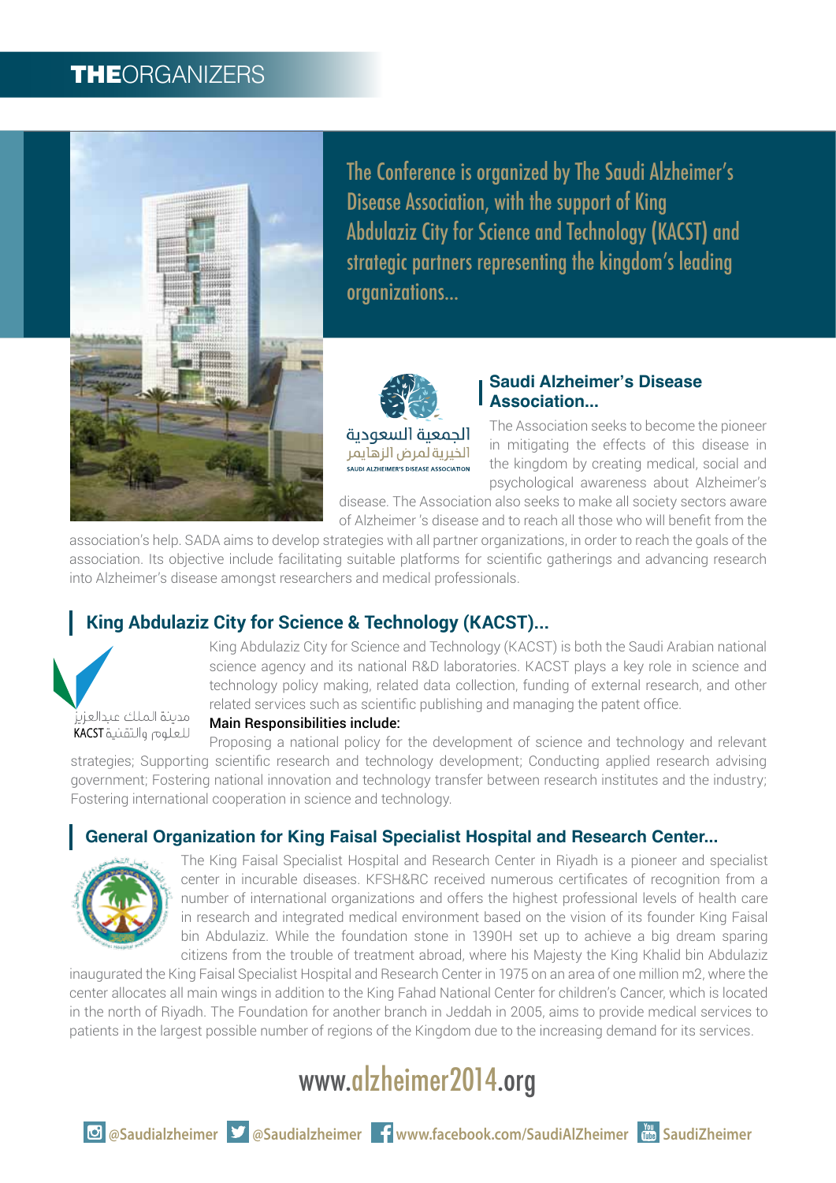# THEORGANIZERS

The Conference is organized by The Saudi Alzheimer's Disease Association, with the support of King Abdulaziz City for Science and Technology (KACST) and strategic partners representing the kingdom's leading organizations...

الجمعية السعودية
الخيرية لمرض الزهايمر
SAUDI ALZHEIMER'S DISEASE ASSOCIATION

## Saudi Alzheimer's Disease Association...

The Association seeks to become the pioneer in mitigating the effects of this disease in the kingdom by creating medical, social and psychological awareness about Alzheimer's disease. The Association also seeks to make all society sectors aware of Alzheimer 's disease and to reach all those who will benefit from the association's help. SADA aims to develop strategies with all partner organizations, in order to reach the goals of the association. Its objective include facilitating suitable platforms for scientific gatherings and advancing research into Alzheimer's disease amongst researchers and medical professionals.

## King Abdulaziz City for Science & Technology (KACST)...

مدينة الملك عبدالعزيز
للعلوم والتقنية KACST

King Abdulaziz City for Science and Technology (KACST) is both the Saudi Arabian national science agency and its national R&D laboratories. KACST plays a key role in science and technology policy making, related data collection, funding of external research, and other related services such as scientific publishing and managing the patent office.

**Main Responsibilities include:**

Proposing a national policy for the development of science and technology and relevant strategies; Supporting scientific research and technology development; Conducting applied research advising government; Fostering national innovation and technology transfer between research institutes and the industry; Fostering international cooperation in science and technology.

## General Organization for King Faisal Specialist Hospital and Research Center...

The King Faisal Specialist Hospital and Research Center in Riyadh is a pioneer and specialist center in incurable diseases. KFSH&RC received numerous certificates of recognition from a number of international organizations and offers the highest professional levels of health care in research and integrated medical environment based on the vision of its founder King Faisal bin Abdulaziz. While the foundation stone in 1390H set up to achieve a big dream sparing citizens from the trouble of treatment abroad, where his Majesty the King Khalid bin Abdulaziz inaugurated the King Faisal Specialist Hospital and Research Center in 1975 on an area of one million m2, where the center allocates all main wings in addition to the King Fahad National Center for children's Cancer, which is located in the north of Riyadh. The Foundation for another branch in Jeddah in 2005, aims to provide medical services to patients in the largest possible number of regions of the Kingdom due to the increasing demand for its services.

www.alzheimer2014.org

@Saudialzheimer @Saudialzheimer www.facebook.com/SaudiAlZheimer SaudiZheimer